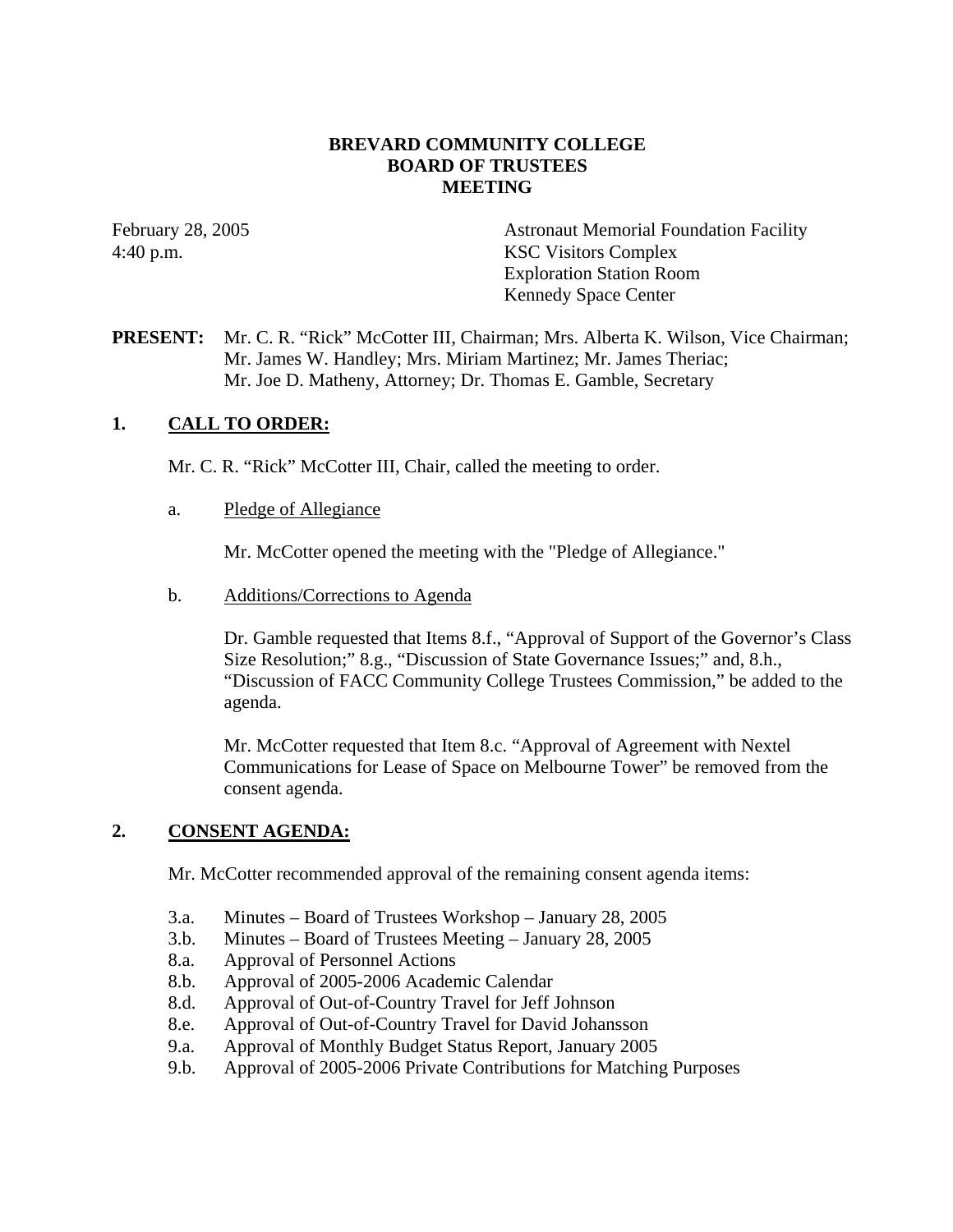# BREVARD COMMUNITY COLLEGE
# BOARD OF TRUSTEES
# MEETING

February 28, 2005
4:40 p.m.

Astronaut Memorial Foundation Facility
KSC Visitors Complex
Exploration Station Room
Kennedy Space Center

**PRESENT:** Mr. C. R. "Rick" McCotter III, Chairman; Mrs. Alberta K. Wilson, Vice Chairman; Mr. James W. Handley; Mrs. Miriam Martinez; Mr. James Theriac; Mr. Joe D. Matheny, Attorney; Dr. Thomas E. Gamble, Secretary

## 1. CALL TO ORDER:

Mr. C. R. "Rick" McCotter III, Chair, called the meeting to order.

a. Pledge of Allegiance

Mr. McCotter opened the meeting with the "Pledge of Allegiance."

b. Additions/Corrections to Agenda

Dr. Gamble requested that Items 8.f., "Approval of Support of the Governor's Class Size Resolution;" 8.g., "Discussion of State Governance Issues;" and, 8.h., "Discussion of FACC Community College Trustees Commission," be added to the agenda.

Mr. McCotter requested that Item 8.c. "Approval of Agreement with Nextel Communications for Lease of Space on Melbourne Tower" be removed from the consent agenda.

## 2. CONSENT AGENDA:

Mr. McCotter recommended approval of the remaining consent agenda items:

- 3.a. Minutes – Board of Trustees Workshop – January 28, 2005
- 3.b. Minutes – Board of Trustees Meeting – January 28, 2005
- 8.a. Approval of Personnel Actions
- 8.b. Approval of 2005-2006 Academic Calendar
- 8.d. Approval of Out-of-Country Travel for Jeff Johnson
- 8.e. Approval of Out-of-Country Travel for David Johansson
- 9.a. Approval of Monthly Budget Status Report, January 2005
- 9.b. Approval of 2005-2006 Private Contributions for Matching Purposes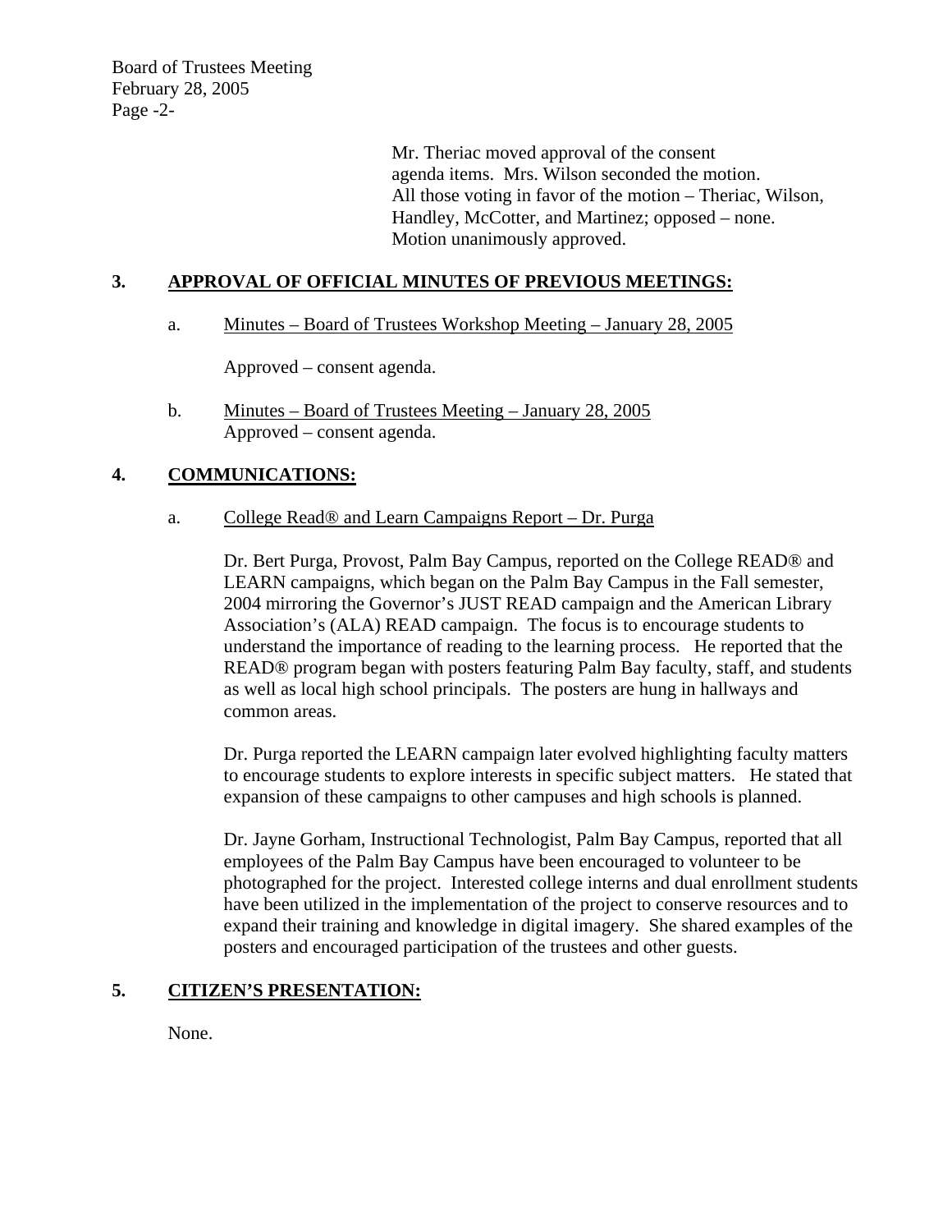Mr. Theriac moved approval of the consent agenda items. Mrs. Wilson seconded the motion. All those voting in favor of the motion – Theriac, Wilson, Handley, McCotter, and Martinez; opposed – none. Motion unanimously approved.

## 3. APPROVAL OF OFFICIAL MINUTES OF PREVIOUS MEETINGS:

a. Minutes – Board of Trustees Workshop Meeting – January 28, 2005

Approved – consent agenda.

b. Minutes – Board of Trustees Meeting – January 28, 2005
Approved – consent agenda.

## 4. COMMUNICATIONS:

a. College Read® and Learn Campaigns Report – Dr. Purga

Dr. Bert Purga, Provost, Palm Bay Campus, reported on the College READ® and LEARN campaigns, which began on the Palm Bay Campus in the Fall semester, 2004 mirroring the Governor's JUST READ campaign and the American Library Association's (ALA) READ campaign. The focus is to encourage students to understand the importance of reading to the learning process. He reported that the READ® program began with posters featuring Palm Bay faculty, staff, and students as well as local high school principals. The posters are hung in hallways and common areas.

Dr. Purga reported the LEARN campaign later evolved highlighting faculty matters to encourage students to explore interests in specific subject matters. He stated that expansion of these campaigns to other campuses and high schools is planned.

Dr. Jayne Gorham, Instructional Technologist, Palm Bay Campus, reported that all employees of the Palm Bay Campus have been encouraged to volunteer to be photographed for the project. Interested college interns and dual enrollment students have been utilized in the implementation of the project to conserve resources and to expand their training and knowledge in digital imagery. She shared examples of the posters and encouraged participation of the trustees and other guests.

## 5. CITIZEN'S PRESENTATION:

None.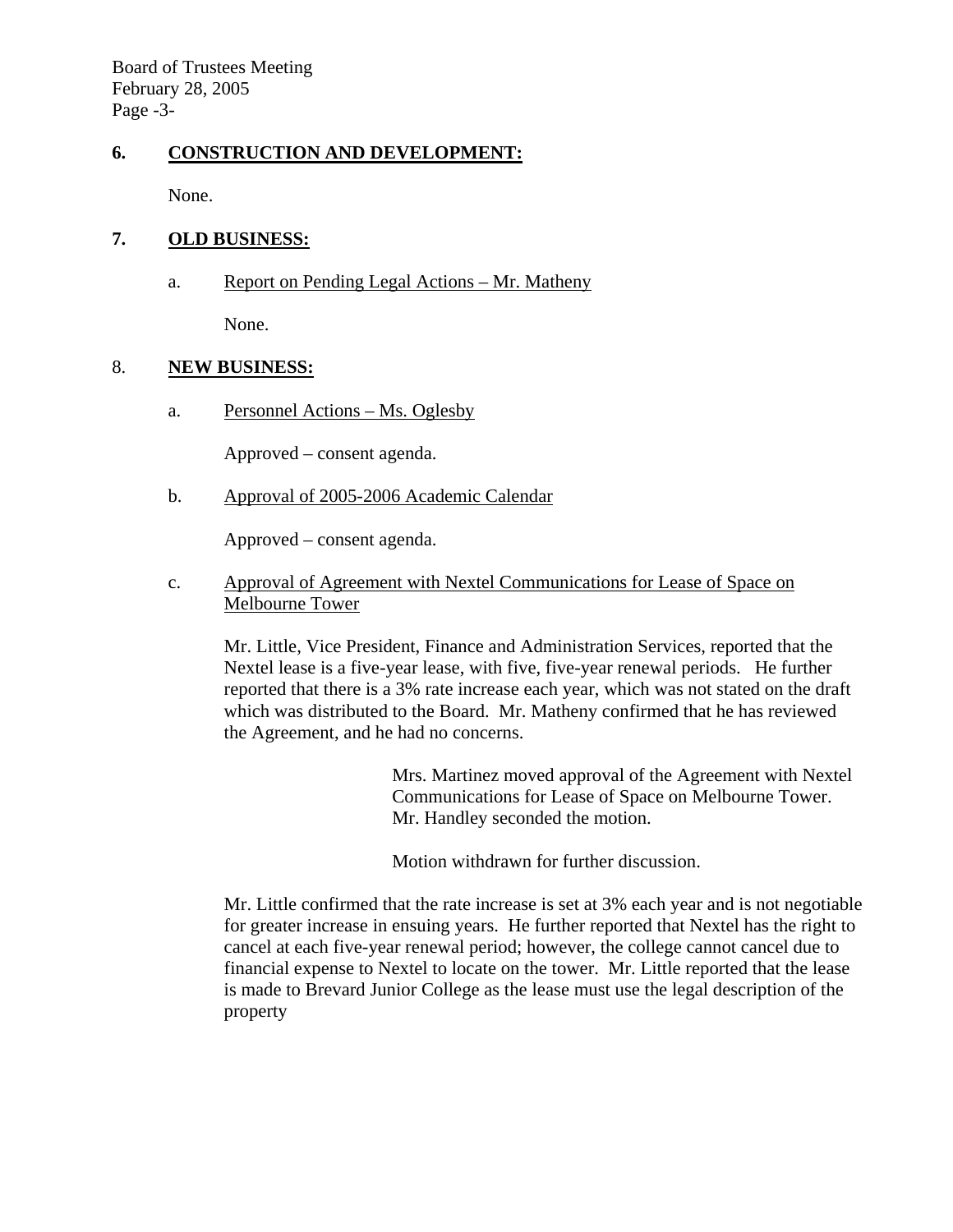## 6. CONSTRUCTION AND DEVELOPMENT:

None.

## 7. OLD BUSINESS:

a. Report on Pending Legal Actions – Mr. Matheny

None.

## 8. NEW BUSINESS:

a. Personnel Actions – Ms. Oglesby

Approved – consent agenda.

b. Approval of 2005-2006 Academic Calendar

Approved – consent agenda.

c. Approval of Agreement with Nextel Communications for Lease of Space on Melbourne Tower

Mr. Little, Vice President, Finance and Administration Services, reported that the Nextel lease is a five-year lease, with five, five-year renewal periods. He further reported that there is a 3% rate increase each year, which was not stated on the draft which was distributed to the Board. Mr. Matheny confirmed that he has reviewed the Agreement, and he had no concerns.

> Mrs. Martinez moved approval of the Agreement with Nextel Communications for Lease of Space on Melbourne Tower. Mr. Handley seconded the motion.
>
> Motion withdrawn for further discussion.

Mr. Little confirmed that the rate increase is set at 3% each year and is not negotiable for greater increase in ensuing years. He further reported that Nextel has the right to cancel at each five-year renewal period; however, the college cannot cancel due to financial expense to Nextel to locate on the tower. Mr. Little reported that the lease is made to Brevard Junior College as the lease must use the legal description of the property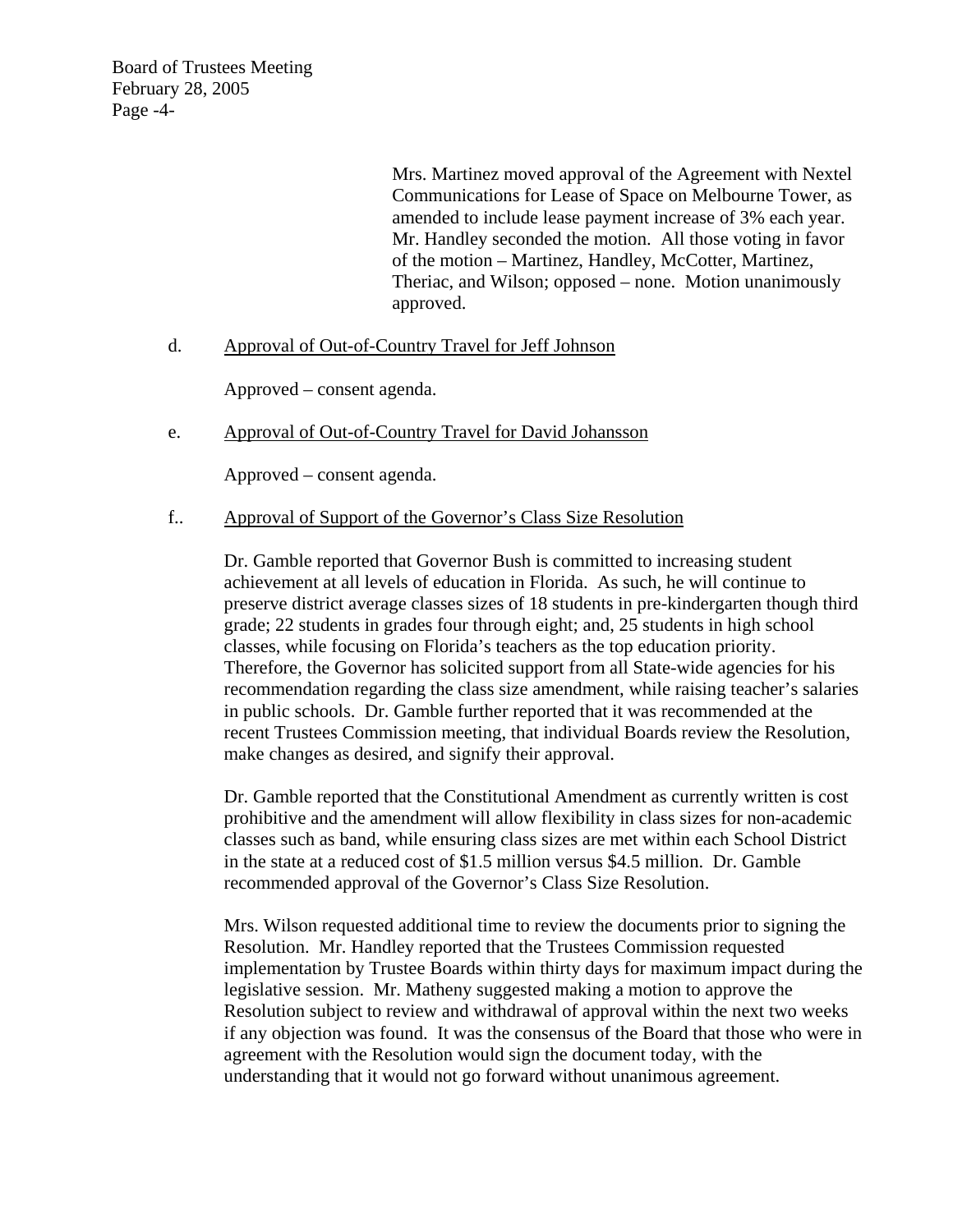Mrs. Martinez moved approval of the Agreement with Nextel Communications for Lease of Space on Melbourne Tower, as amended to include lease payment increase of 3% each year. Mr. Handley seconded the motion. All those voting in favor of the motion – Martinez, Handley, McCotter, Martinez, Theriac, and Wilson; opposed – none. Motion unanimously approved.

d. <u>Approval of Out-of-Country Travel for Jeff Johnson</u>

Approved – consent agenda.

e. <u>Approval of Out-of-Country Travel for David Johansson</u>

Approved – consent agenda.

f.. <u>Approval of Support of the Governor's Class Size Resolution</u>

Dr. Gamble reported that Governor Bush is committed to increasing student achievement at all levels of education in Florida. As such, he will continue to preserve district average classes sizes of 18 students in pre-kindergarten though third grade; 22 students in grades four through eight; and, 25 students in high school classes, while focusing on Florida's teachers as the top education priority. Therefore, the Governor has solicited support from all State-wide agencies for his recommendation regarding the class size amendment, while raising teacher's salaries in public schools. Dr. Gamble further reported that it was recommended at the recent Trustees Commission meeting, that individual Boards review the Resolution, make changes as desired, and signify their approval.

Dr. Gamble reported that the Constitutional Amendment as currently written is cost prohibitive and the amendment will allow flexibility in class sizes for non-academic classes such as band, while ensuring class sizes are met within each School District in the state at a reduced cost of $1.5 million versus $4.5 million. Dr. Gamble recommended approval of the Governor's Class Size Resolution.

Mrs. Wilson requested additional time to review the documents prior to signing the Resolution. Mr. Handley reported that the Trustees Commission requested implementation by Trustee Boards within thirty days for maximum impact during the legislative session. Mr. Matheny suggested making a motion to approve the Resolution subject to review and withdrawal of approval within the next two weeks if any objection was found. It was the consensus of the Board that those who were in agreement with the Resolution would sign the document today, with the understanding that it would not go forward without unanimous agreement.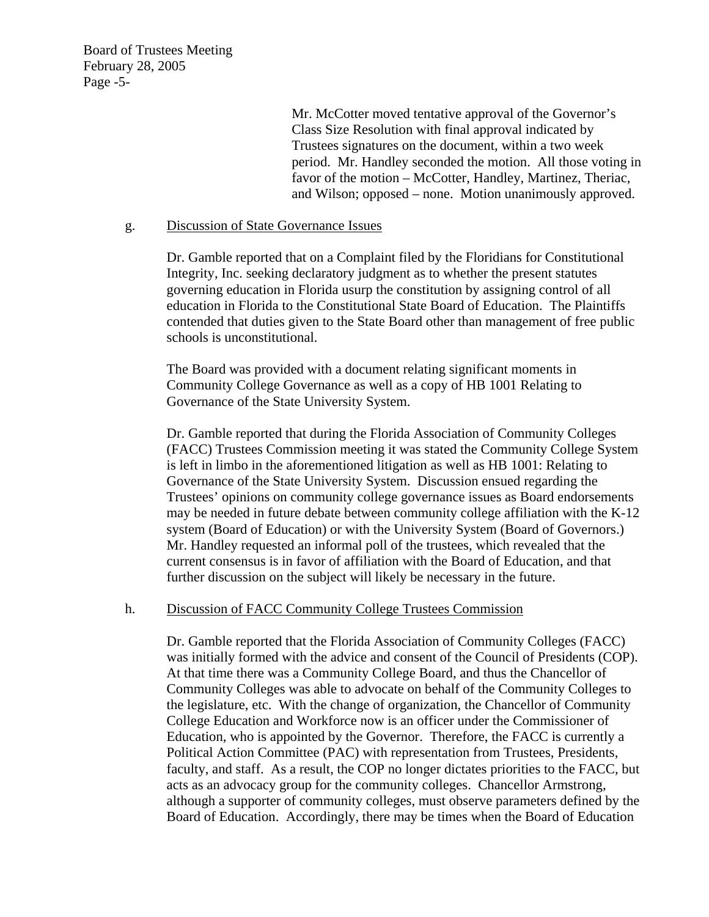Mr. McCotter moved tentative approval of the Governor's Class Size Resolution with final approval indicated by Trustees signatures on the document, within a two week period. Mr. Handley seconded the motion. All those voting in favor of the motion – McCotter, Handley, Martinez, Theriac, and Wilson; opposed – none. Motion unanimously approved.

g. <u>Discussion of State Governance Issues</u>

Dr. Gamble reported that on a Complaint filed by the Floridians for Constitutional Integrity, Inc. seeking declaratory judgment as to whether the present statutes governing education in Florida usurp the constitution by assigning control of all education in Florida to the Constitutional State Board of Education. The Plaintiffs contended that duties given to the State Board other than management of free public schools is unconstitutional.

The Board was provided with a document relating significant moments in Community College Governance as well as a copy of HB 1001 Relating to Governance of the State University System.

Dr. Gamble reported that during the Florida Association of Community Colleges (FACC) Trustees Commission meeting it was stated the Community College System is left in limbo in the aforementioned litigation as well as HB 1001: Relating to Governance of the State University System. Discussion ensued regarding the Trustees' opinions on community college governance issues as Board endorsements may be needed in future debate between community college affiliation with the K-12 system (Board of Education) or with the University System (Board of Governors.) Mr. Handley requested an informal poll of the trustees, which revealed that the current consensus is in favor of affiliation with the Board of Education, and that further discussion on the subject will likely be necessary in the future.

h. <u>Discussion of FACC Community College Trustees Commission</u>

Dr. Gamble reported that the Florida Association of Community Colleges (FACC) was initially formed with the advice and consent of the Council of Presidents (COP). At that time there was a Community College Board, and thus the Chancellor of Community Colleges was able to advocate on behalf of the Community Colleges to the legislature, etc. With the change of organization, the Chancellor of Community College Education and Workforce now is an officer under the Commissioner of Education, who is appointed by the Governor. Therefore, the FACC is currently a Political Action Committee (PAC) with representation from Trustees, Presidents, faculty, and staff. As a result, the COP no longer dictates priorities to the FACC, but acts as an advocacy group for the community colleges. Chancellor Armstrong, although a supporter of community colleges, must observe parameters defined by the Board of Education. Accordingly, there may be times when the Board of Education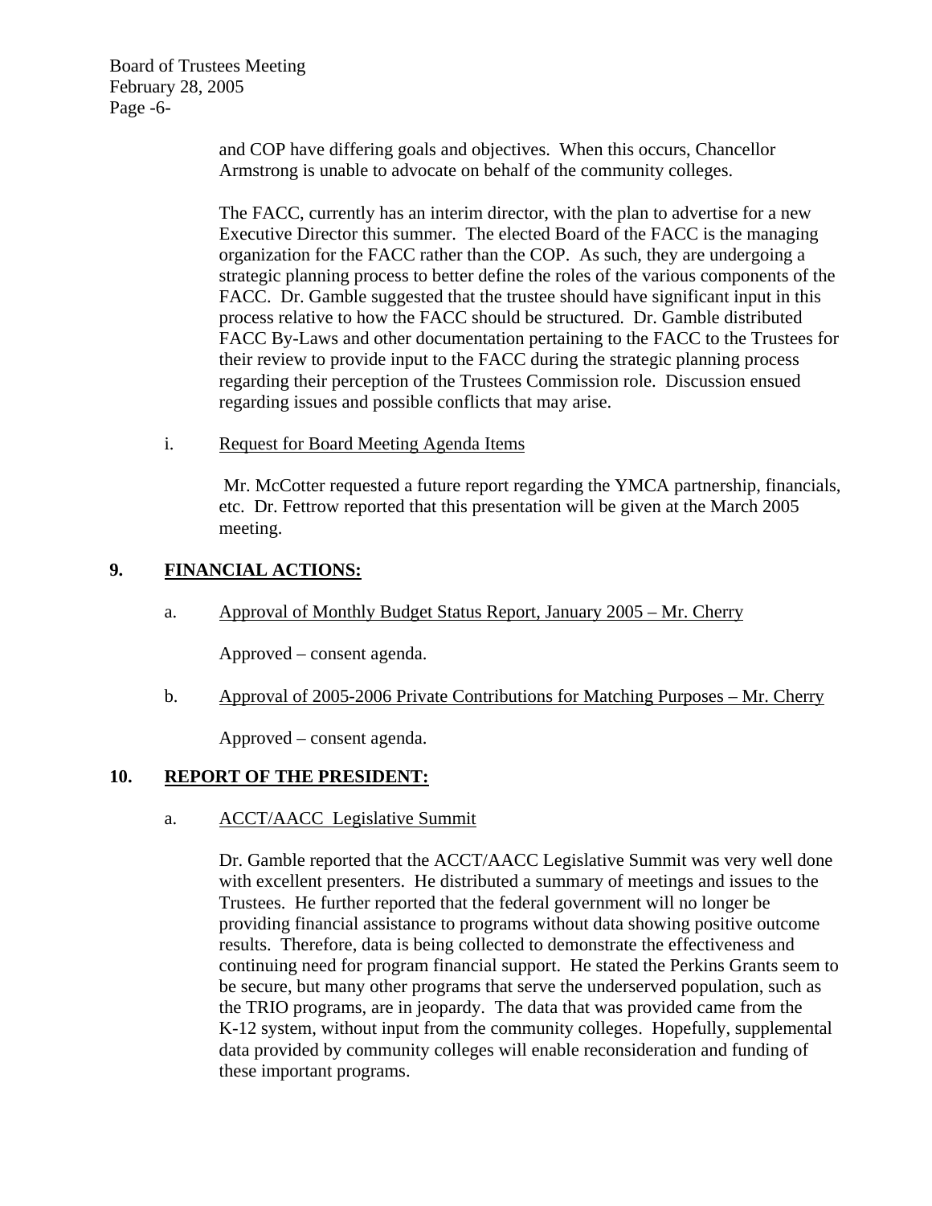and COP have differing goals and objectives. When this occurs, Chancellor Armstrong is unable to advocate on behalf of the community colleges.

The FACC, currently has an interim director, with the plan to advertise for a new Executive Director this summer. The elected Board of the FACC is the managing organization for the FACC rather than the COP. As such, they are undergoing a strategic planning process to better define the roles of the various components of the FACC. Dr. Gamble suggested that the trustee should have significant input in this process relative to how the FACC should be structured. Dr. Gamble distributed FACC By-Laws and other documentation pertaining to the FACC to the Trustees for their review to provide input to the FACC during the strategic planning process regarding their perception of the Trustees Commission role. Discussion ensued regarding issues and possible conflicts that may arise.

i. <u>Request for Board Meeting Agenda Items</u>

Mr. McCotter requested a future report regarding the YMCA partnership, financials, etc. Dr. Fettrow reported that this presentation will be given at the March 2005 meeting.

## 9. FINANCIAL ACTIONS:

a. <u>Approval of Monthly Budget Status Report, January 2005 – Mr. Cherry</u>

Approved – consent agenda.

b. <u>Approval of 2005-2006 Private Contributions for Matching Purposes – Mr. Cherry</u>

Approved – consent agenda.

## 10. REPORT OF THE PRESIDENT:

a. <u>ACCT/AACC Legislative Summit</u>

Dr. Gamble reported that the ACCT/AACC Legislative Summit was very well done with excellent presenters. He distributed a summary of meetings and issues to the Trustees. He further reported that the federal government will no longer be providing financial assistance to programs without data showing positive outcome results. Therefore, data is being collected to demonstrate the effectiveness and continuing need for program financial support. He stated the Perkins Grants seem to be secure, but many other programs that serve the underserved population, such as the TRIO programs, are in jeopardy. The data that was provided came from the K-12 system, without input from the community colleges. Hopefully, supplemental data provided by community colleges will enable reconsideration and funding of these important programs.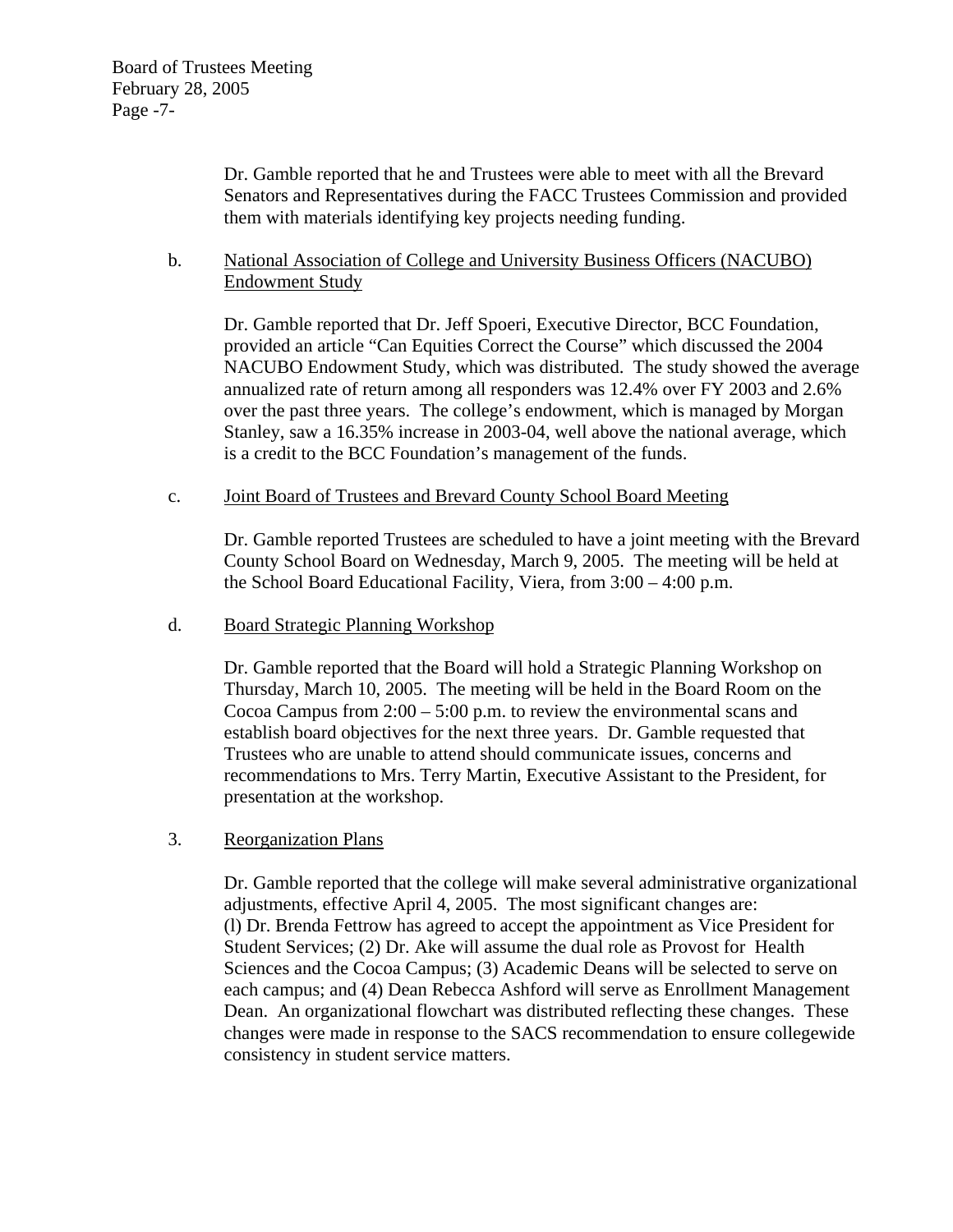Dr. Gamble reported that he and Trustees were able to meet with all the Brevard Senators and Representatives during the FACC Trustees Commission and provided them with materials identifying key projects needing funding.

b. National Association of College and University Business Officers (NACUBO) Endowment Study

Dr. Gamble reported that Dr. Jeff Spoeri, Executive Director, BCC Foundation, provided an article "Can Equities Correct the Course" which discussed the 2004 NACUBO Endowment Study, which was distributed. The study showed the average annualized rate of return among all responders was 12.4% over FY 2003 and 2.6% over the past three years. The college's endowment, which is managed by Morgan Stanley, saw a 16.35% increase in 2003-04, well above the national average, which is a credit to the BCC Foundation's management of the funds.

c. Joint Board of Trustees and Brevard County School Board Meeting

Dr. Gamble reported Trustees are scheduled to have a joint meeting with the Brevard County School Board on Wednesday, March 9, 2005. The meeting will be held at the School Board Educational Facility, Viera, from 3:00 – 4:00 p.m.

d. Board Strategic Planning Workshop

Dr. Gamble reported that the Board will hold a Strategic Planning Workshop on Thursday, March 10, 2005. The meeting will be held in the Board Room on the Cocoa Campus from 2:00 – 5:00 p.m. to review the environmental scans and establish board objectives for the next three years. Dr. Gamble requested that Trustees who are unable to attend should communicate issues, concerns and recommendations to Mrs. Terry Martin, Executive Assistant to the President, for presentation at the workshop.

3. Reorganization Plans

Dr. Gamble reported that the college will make several administrative organizational adjustments, effective April 4, 2005. The most significant changes are: (l) Dr. Brenda Fettrow has agreed to accept the appointment as Vice President for Student Services; (2) Dr. Ake will assume the dual role as Provost for Health Sciences and the Cocoa Campus; (3) Academic Deans will be selected to serve on each campus; and (4) Dean Rebecca Ashford will serve as Enrollment Management Dean. An organizational flowchart was distributed reflecting these changes. These changes were made in response to the SACS recommendation to ensure collegewide consistency in student service matters.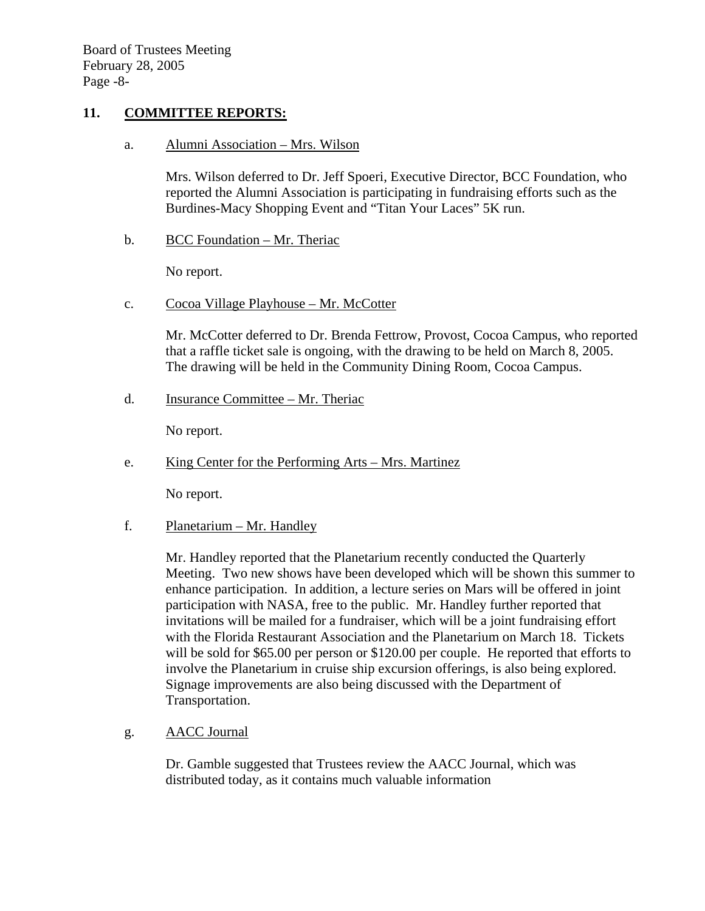## 11. COMMITTEE REPORTS:

a. Alumni Association – Mrs. Wilson

Mrs. Wilson deferred to Dr. Jeff Spoeri, Executive Director, BCC Foundation, who reported the Alumni Association is participating in fundraising efforts such as the Burdines-Macy Shopping Event and "Titan Your Laces" 5K run.

b. BCC Foundation – Mr. Theriac

No report.

c. Cocoa Village Playhouse – Mr. McCotter

Mr. McCotter deferred to Dr. Brenda Fettrow, Provost, Cocoa Campus, who reported that a raffle ticket sale is ongoing, with the drawing to be held on March 8, 2005. The drawing will be held in the Community Dining Room, Cocoa Campus.

d. Insurance Committee – Mr. Theriac

No report.

e. King Center for the Performing Arts – Mrs. Martinez

No report.

f. Planetarium – Mr. Handley

Mr. Handley reported that the Planetarium recently conducted the Quarterly Meeting. Two new shows have been developed which will be shown this summer to enhance participation. In addition, a lecture series on Mars will be offered in joint participation with NASA, free to the public. Mr. Handley further reported that invitations will be mailed for a fundraiser, which will be a joint fundraising effort with the Florida Restaurant Association and the Planetarium on March 18. Tickets will be sold for $65.00 per person or $120.00 per couple. He reported that efforts to involve the Planetarium in cruise ship excursion offerings, is also being explored. Signage improvements are also being discussed with the Department of Transportation.

g. AACC Journal

Dr. Gamble suggested that Trustees review the AACC Journal, which was distributed today, as it contains much valuable information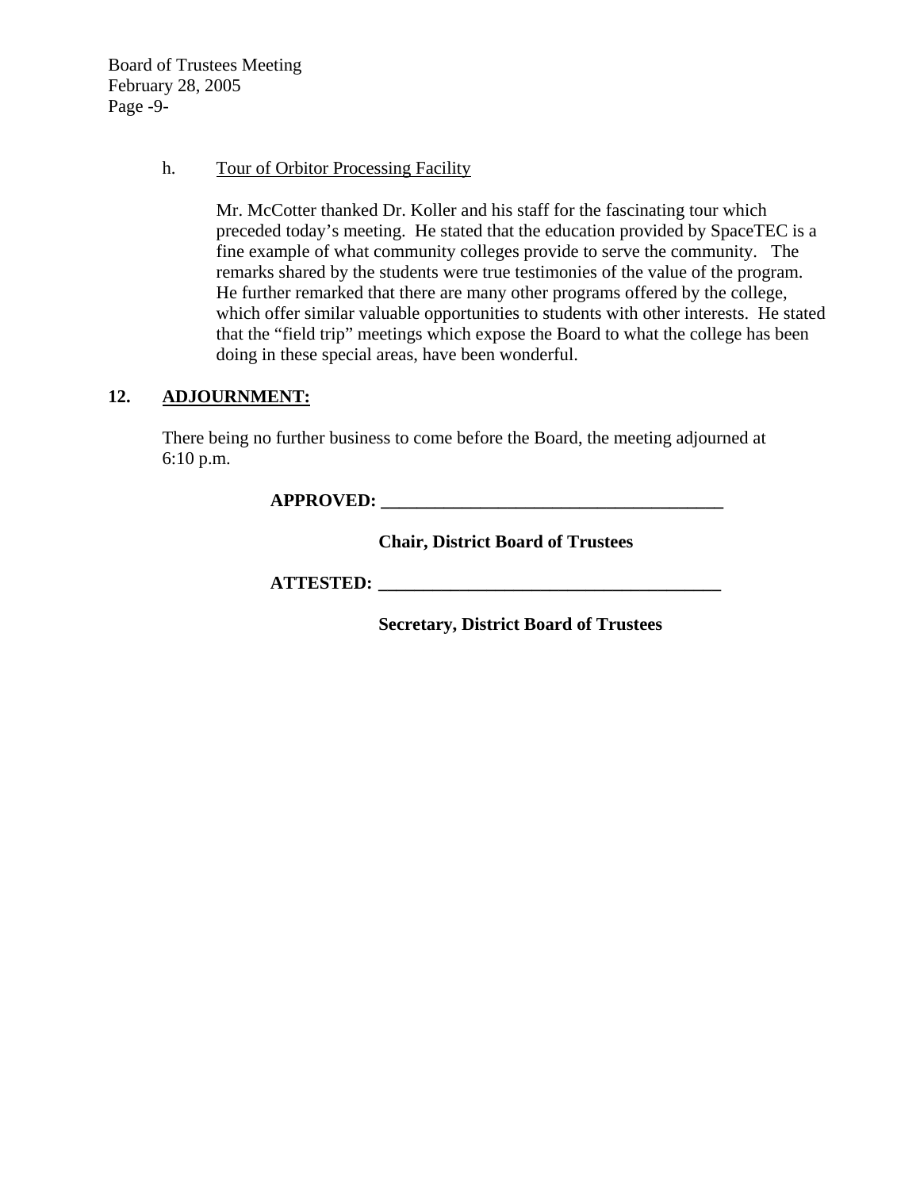h. Tour of Orbitor Processing Facility

Mr. McCotter thanked Dr. Koller and his staff for the fascinating tour which preceded today's meeting. He stated that the education provided by SpaceTEC is a fine example of what community colleges provide to serve the community. The remarks shared by the students were true testimonies of the value of the program. He further remarked that there are many other programs offered by the college, which offer similar valuable opportunities to students with other interests. He stated that the "field trip" meetings which expose the Board to what the college has been doing in these special areas, have been wonderful.

## 12. ADJOURNMENT:

There being no further business to come before the Board, the meeting adjourned at 6:10 p.m.

**APPROVED: ______________________________________**

**Chair, District Board of Trustees**

**ATTESTED: ______________________________________**

**Secretary, District Board of Trustees**